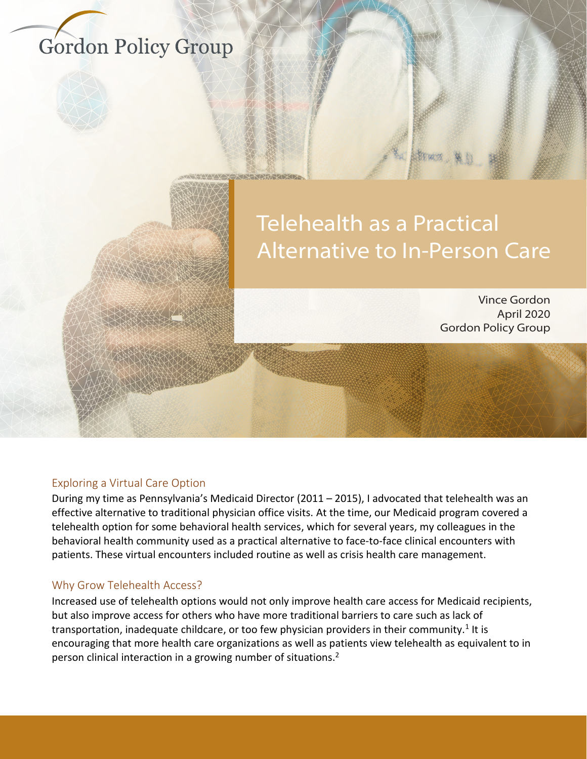Gordon Policy Group

# Telehealth as a Practical Alternative to In-Person Care

Vince Gordon
April 2020
Gordon Policy Group

## Exploring a Virtual Care Option

During my time as Pennsylvania's Medicaid Director (2011 – 2015), I advocated that telehealth was an effective alternative to traditional physician office visits. At the time, our Medicaid program covered a telehealth option for some behavioral health services, which for several years, my colleagues in the behavioral health community used as a practical alternative to face-to-face clinical encounters with patients. These virtual encounters included routine as well as crisis health care management.

## Why Grow Telehealth Access?

Increased use of telehealth options would not only improve health care access for Medicaid recipients, but also improve access for others who have more traditional barriers to care such as lack of transportation, inadequate childcare, or too few physician providers in their community.[1] It is encouraging that more health care organizations as well as patients view telehealth as equivalent to in person clinical interaction in a growing number of situations.[2]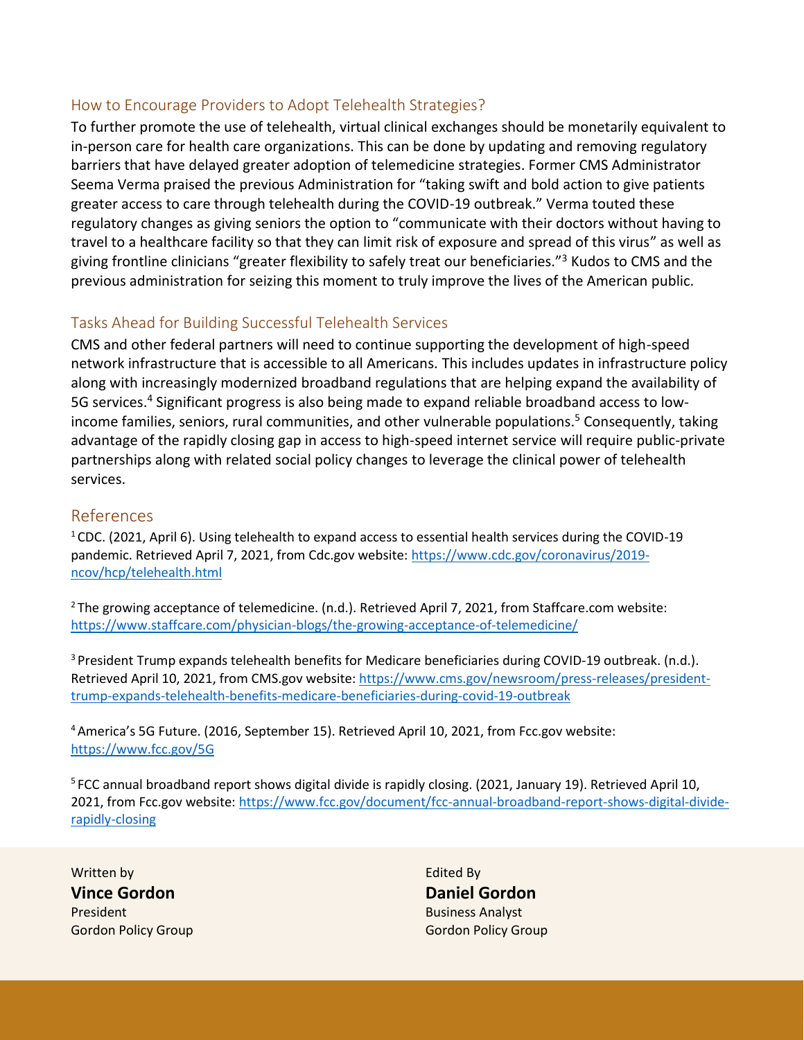## How to Encourage Providers to Adopt Telehealth Strategies?

To further promote the use of telehealth, virtual clinical exchanges should be monetarily equivalent to in-person care for health care organizations. This can be done by updating and removing regulatory barriers that have delayed greater adoption of telemedicine strategies. Former CMS Administrator Seema Verma praised the previous Administration for "taking swift and bold action to give patients greater access to care through telehealth during the COVID-19 outbreak." Verma touted these regulatory changes as giving seniors the option to "communicate with their doctors without having to travel to a healthcare facility so that they can limit risk of exposure and spread of this virus" as well as giving frontline clinicians "greater flexibility to safely treat our beneficiaries."[3] Kudos to CMS and the previous administration for seizing this moment to truly improve the lives of the American public.

## Tasks Ahead for Building Successful Telehealth Services

CMS and other federal partners will need to continue supporting the development of high-speed network infrastructure that is accessible to all Americans. This includes updates in infrastructure policy along with increasingly modernized broadband regulations that are helping expand the availability of 5G services.[4] Significant progress is also being made to expand reliable broadband access to low-income families, seniors, rural communities, and other vulnerable populations.[5] Consequently, taking advantage of the rapidly closing gap in access to high-speed internet service will require public-private partnerships along with related social policy changes to leverage the clinical power of telehealth services.

## References

[1] CDC. (2021, April 6). Using telehealth to expand access to essential health services during the COVID-19 pandemic. Retrieved April 7, 2021, from Cdc.gov website: https://www.cdc.gov/coronavirus/2019-ncov/hcp/telehealth.html

[2] The growing acceptance of telemedicine. (n.d.). Retrieved April 7, 2021, from Staffcare.com website: https://www.staffcare.com/physician-blogs/the-growing-acceptance-of-telemedicine/

[3] President Trump expands telehealth benefits for Medicare beneficiaries during COVID-19 outbreak. (n.d.). Retrieved April 10, 2021, from CMS.gov website: https://www.cms.gov/newsroom/press-releases/president-trump-expands-telehealth-benefits-medicare-beneficiaries-during-covid-19-outbreak

[4] America's 5G Future. (2016, September 15). Retrieved April 10, 2021, from Fcc.gov website: https://www.fcc.gov/5G

[5] FCC annual broadband report shows digital divide is rapidly closing. (2021, January 19). Retrieved April 10, 2021, from Fcc.gov website: https://www.fcc.gov/document/fcc-annual-broadband-report-shows-digital-divide-rapidly-closing

Written by
**Vince Gordon**
President
Gordon Policy Group

Edited By
**Daniel Gordon**
Business Analyst
Gordon Policy Group